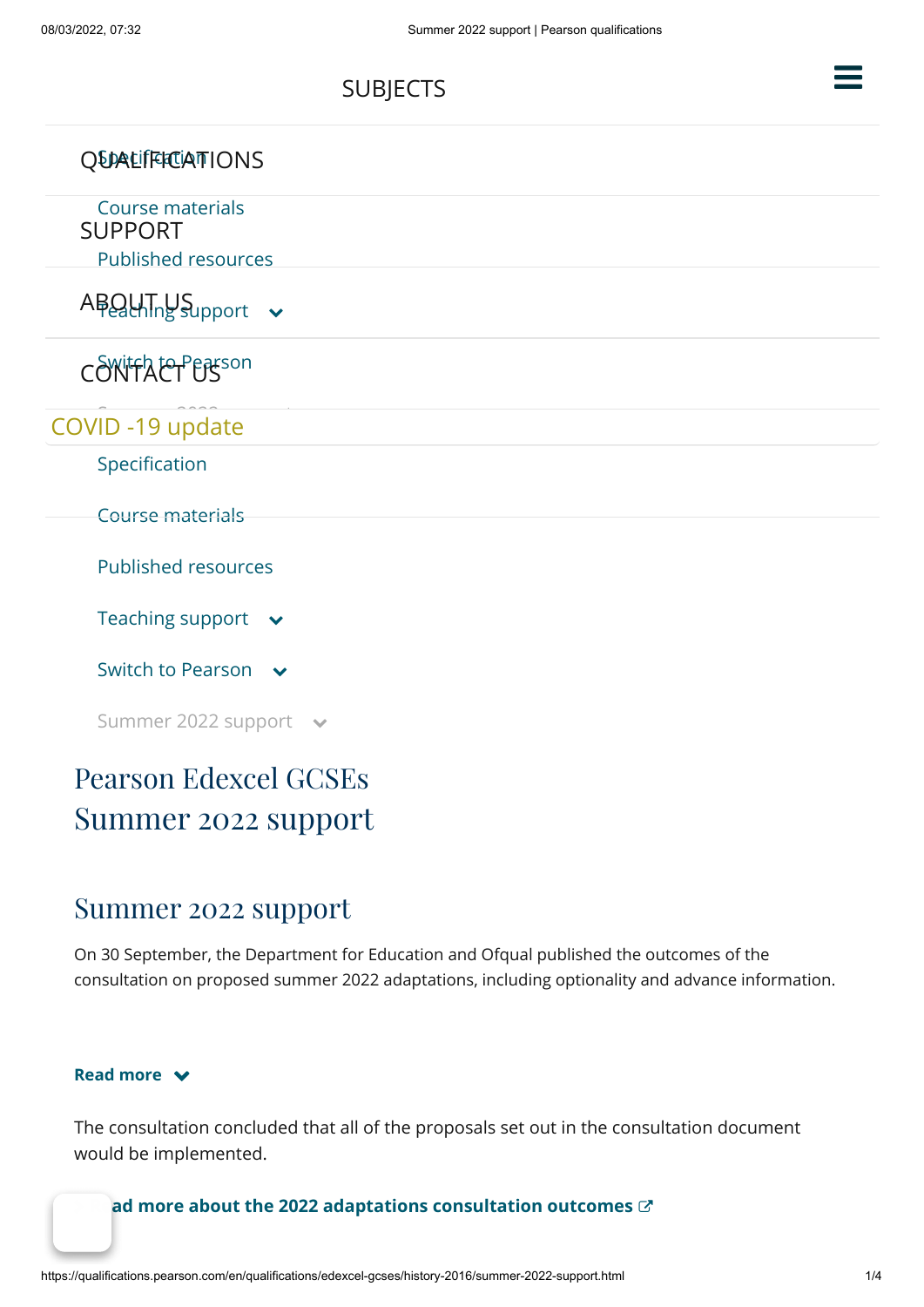SUBJECTS

QUALIFICATIONS

SUPPORT

ABOUT US

CONTACT US

COVID -19 update

Specification

Course materials

Published resources

Teaching support

Switch to Pearson

Summer 2022 support

# Pearson Edexcel GCSEs Summer 2022 support

## Summer 2022 support

On 30 September, the Department for Education and Ofqual published the outcomes of the consultation on proposed summer 2022 adaptations, including optionality and advance information.

**Read more**

The consultation concluded that all of the proposals set out in the consultation document would be implemented.

**Read more about the 2022 adaptations consultation outcomes**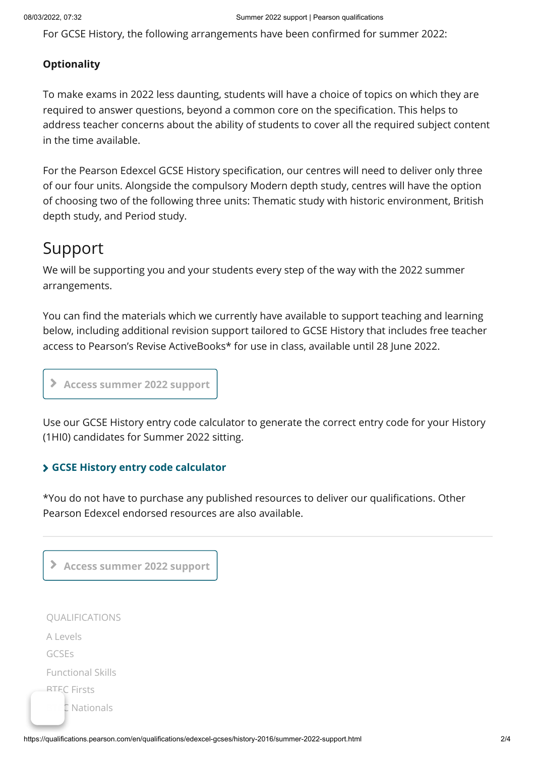For GCSE History, the following arrangements have been confirmed for summer 2022:

**Optionality**

To make exams in 2022 less daunting, students will have a choice of topics on which they are required to answer questions, beyond a common core on the specification. This helps to address teacher concerns about the ability of students to cover all the required subject content in the time available.

For the Pearson Edexcel GCSE History specification, our centres will need to deliver only three of our four units. Alongside the compulsory Modern depth study, centres will have the option of choosing two of the following three units: Thematic study with historic environment, British depth study, and Period study.

## Support

We will be supporting you and your students every step of the way with the 2022 summer arrangements.

You can find the materials which we currently have available to support teaching and learning below, including additional revision support tailored to GCSE History that includes free teacher access to Pearson's Revise ActiveBooks* for use in class, available until 28 June 2022.

Access summer 2022 support

Use our GCSE History entry code calculator to generate the correct entry code for your History (1HI0) candidates for Summer 2022 sitting.

**GCSE History entry code calculator**

*You do not have to purchase any published resources to deliver our qualifications. Other Pearson Edexcel endorsed resources are also available.

---

Access summer 2022 support

QUALIFICATIONS

A Levels

GCSEs

Functional Skills

BTEC Firsts

BTEC Nationals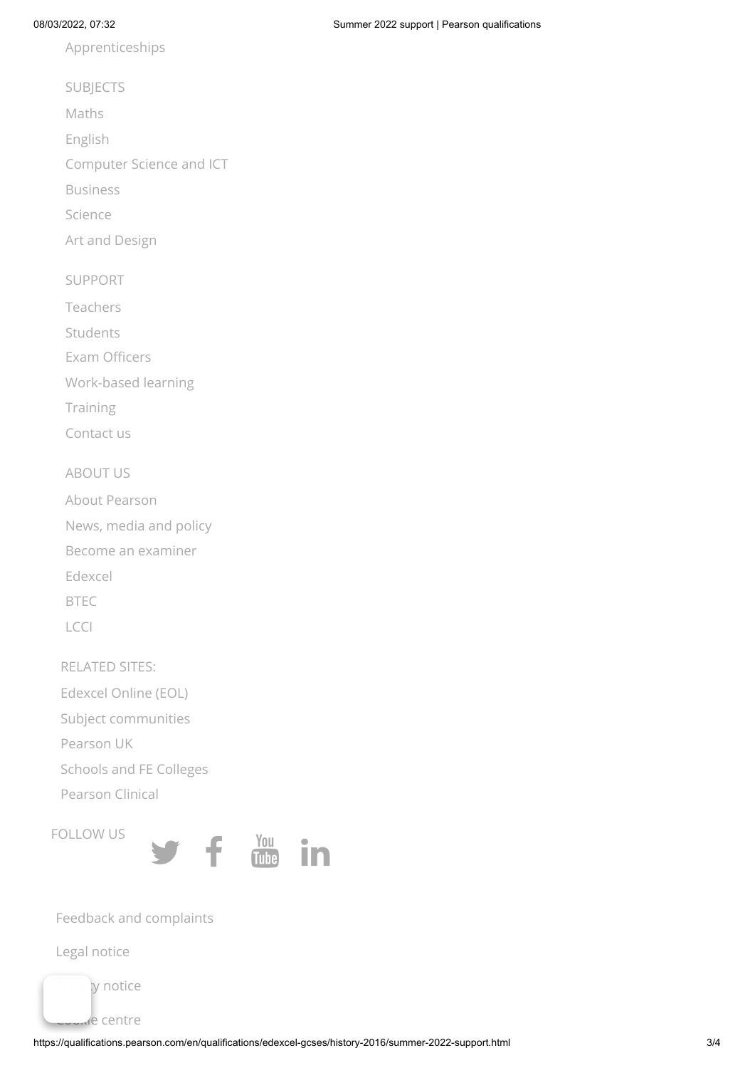Apprenticeships

SUBJECTS

Maths

English

Computer Science and ICT

Business

Science

Art and Design

SUPPORT

Teachers

Students

Exam Officers

Work-based learning

Training

Contact us

ABOUT US

About Pearson

News, media and policy

Become an examiner

Edexcel

BTEC

LCCI

RELATED SITES:

Edexcel Online (EOL)

Subject communities

Pearson UK

Schools and FE Colleges

Pearson Clinical

FOLLOW US

Feedback and complaints

Legal notice

Privacy notice

Cookie centre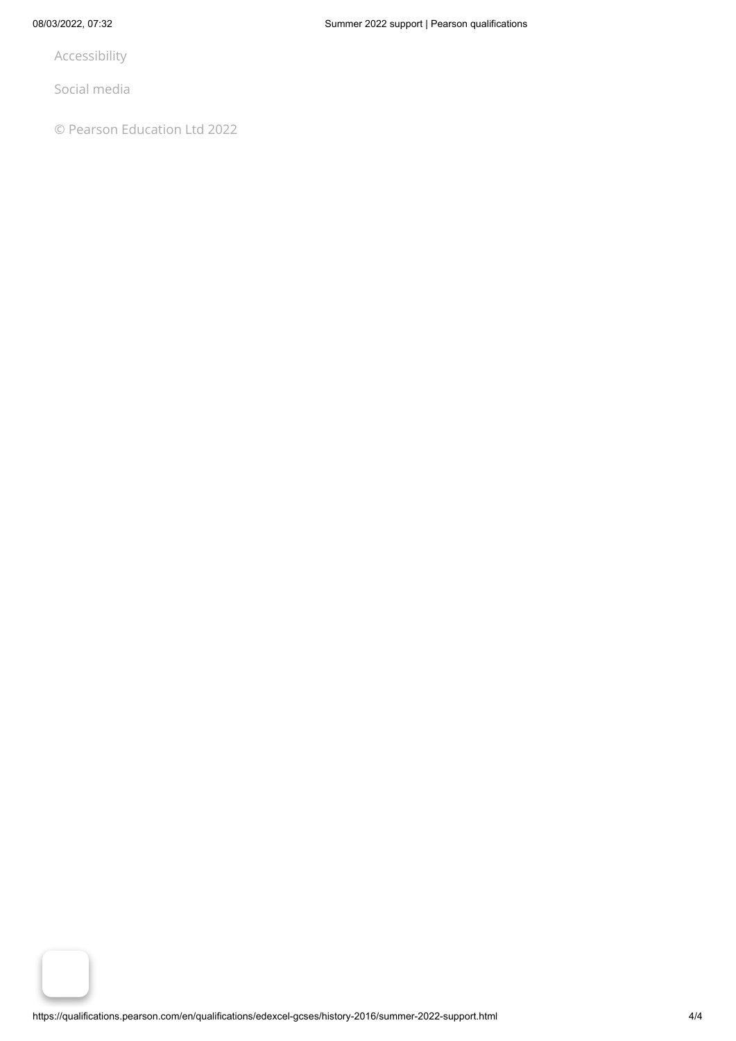Accessibility

Social media

© Pearson Education Ltd 2022